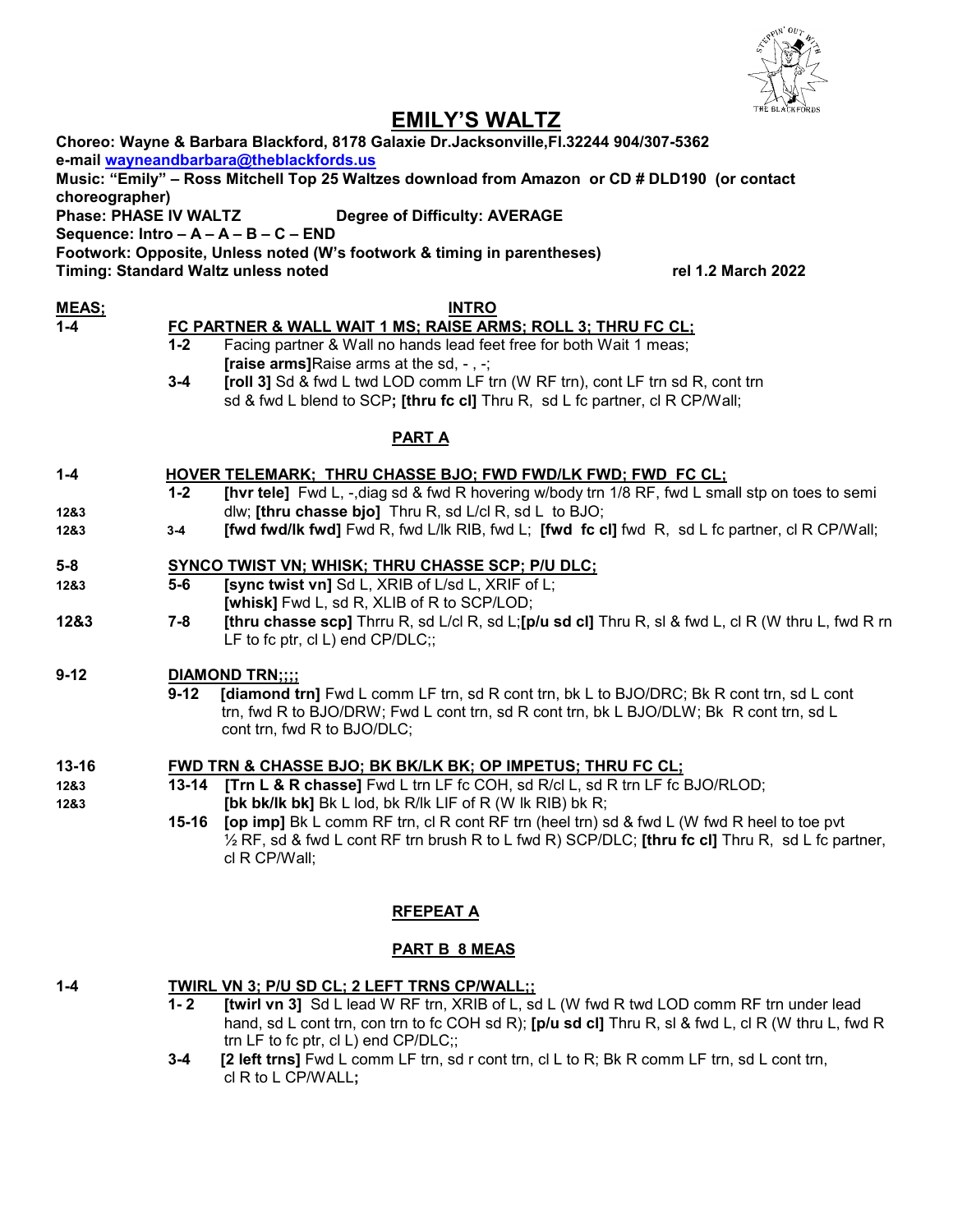# EMILY'S WALTZ

**Choreo: Wayne & Barbara Blackford, 8178 Galaxie Dr.Jacksonville,Fl.32244 904/307-5362**
**e-mail wayneandbarbara@theblackfords.us**
**Music: "Emily" – Ross Mitchell Top 25 Waltzes download from Amazon or CD # DLD190 (or contact choreographer)**
**Phase: PHASE IV WALTZ Degree of Difficulty: AVERAGE**
**Sequence: Intro – A – A – B – C – END**
**Footwork: Opposite, Unless noted (W's footwork & timing in parentheses)**
**Timing: Standard Waltz unless noted rel 1.2 March 2022**

**MEAS;** **INTRO**

**1-4** **FC PARTNER & WALL WAIT 1 MS; RAISE ARMS; ROLL 3; THRU FC CL;**

**1-2** Facing partner & Wall no hands lead feet free for both Wait 1 meas;
**[raise arms]**Raise arms at the sd, - , -;

**3-4** **[roll 3]** Sd & fwd L twd LOD comm LF trn (W RF trn), cont LF trn sd R, cont trn sd & fwd L blend to SCP**; [thru fc cl]** Thru R, sd L fc partner, cl R CP/Wall;

## PART A

**1-4** **HOVER TELEMARK; THRU CHASSE BJO; FWD FWD/LK FWD; FWD FC CL;**

**1-2** **[hvr tele]** Fwd L, -,diag sd & fwd R hovering w/body trn 1/8 RF, fwd L small stp on toes to semi

**12&3** dlw; **[thru chasse bjo]** Thru R, sd L/cl R, sd L to BJO;

**12&3** **3-4** **[fwd fwd/lk fwd]** Fwd R, fwd L/lk RIB, fwd L; **[fwd fc cl]** fwd R, sd L fc partner, cl R CP/Wall;

**5-8** **SYNCO TWIST VN; WHISK; THRU CHASSE SCP; P/U DLC;**

**12&3** **5-6** **[sync twist vn]** Sd L, XRIB of L/sd L, XRIF of L;
**[whisk]** Fwd L, sd R, XLIB of R to SCP/LOD;

**12&3** **7-8** **[thru chasse scp]** Thrru R, sd L/cl R, sd L;**[p/u sd cl]** Thru R, sl & fwd L, cl R (W thru L, fwd R rn LF to fc ptr, cl L) end CP/DLC;;

**9-12** **DIAMOND TRN;;;;**

**9-12** **[diamond trn]** Fwd L comm LF trn, sd R cont trn, bk L to BJO/DRC; Bk R cont trn, sd L cont trn, fwd R to BJO/DRW; Fwd L cont trn, sd R cont trn, bk L BJO/DLW; Bk R cont trn, sd L cont trn, fwd R to BJO/DLC;

**13-16** **FWD TRN & CHASSE BJO; BK BK/LK BK; OP IMPETUS; THRU FC CL;**

**12&3** **13-14** **[Trn L & R chasse]** Fwd L trn LF fc COH, sd R/cl L, sd R trn LF fc BJO/RLOD;

**12&3** **[bk bk/lk bk]** Bk L lod, bk R/lk LIF of R (W lk RIB) bk R;

**15-16** **[op imp]** Bk L comm RF trn, cl R cont RF trn (heel trn) sd & fwd L (W fwd R heel to toe pvt ½ RF, sd & fwd L cont RF trn brush R to L fwd R) SCP/DLC; **[thru fc cl]** Thru R, sd L fc partner, cl R CP/Wall;

## RFEPEAT A

## PART B 8 MEAS

**1-4** **TWIRL VN 3; P/U SD CL; 2 LEFT TRNS CP/WALL;;**

**1- 2** **[twirl vn 3]** Sd L lead W RF trn, XRIB of L, sd L (W fwd R twd LOD comm RF trn under lead hand, sd L cont trn, con trn to fc COH sd R); **[p/u sd cl]** Thru R, sl & fwd L, cl R (W thru L, fwd R trn LF to fc ptr, cl L) end CP/DLC;;

**3-4** **[2 left trns]** Fwd L comm LF trn, sd r cont trn, cl L to R; Bk R comm LF trn, sd L cont trn, cl R to L CP/WALL**;**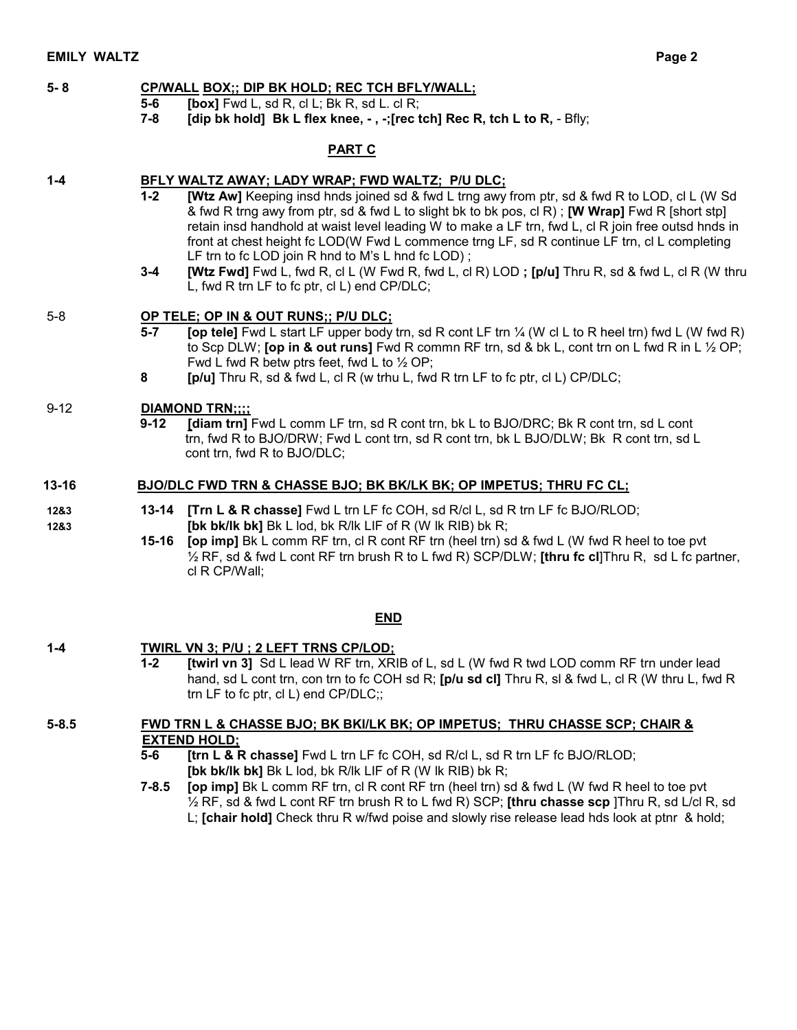**5- 8** **CP/WALL BOX;; DIP BK HOLD; REC TCH BFLY/WALL;**

**5-6** **[box]** Fwd L, sd R, cl L; Bk R, sd L. cl R;

**7-8** **[dip bk hold] Bk L flex knee, - , -;[rec tch] Rec R, tch L to R,** - Bfly;

## PART C

**1-4** **BFLY WALTZ AWAY; LADY WRAP; FWD WALTZ; P/U DLC;**

**1-2** **[Wtz Aw]** Keeping insd hnds joined sd & fwd L trng awy from ptr, sd & fwd R to LOD, cl L (W Sd & fwd R trng awy from ptr, sd & fwd L to slight bk to bk pos, cl R) ; **[W Wrap]** Fwd R [short stp] retain insd handhold at waist level leading W to make a LF trn, fwd L, cl R join free outsd hnds in front at chest height fc LOD(W Fwd L commence trng LF, sd R continue LF trn, cl L completing LF trn to fc LOD join R hnd to M's L hnd fc LOD) ;

**3-4** **[Wtz Fwd]** Fwd L, fwd R, cl L (W Fwd R, fwd L, cl R) LOD **; [p/u]** Thru R, sd & fwd L, cl R (W thru L, fwd R trn LF to fc ptr, cl L) end CP/DLC;

5-8 **OP TELE; OP IN & OUT RUNS;; P/U DLC;**

**5-7** **[op tele]** Fwd L start LF upper body trn, sd R cont LF trn ¼ (W cl L to R heel trn) fwd L (W fwd R) to Scp DLW; **[op in & out runs]** Fwd R commn RF trn, sd & bk L, cont trn on L fwd R in L ½ OP; Fwd L fwd R betw ptrs feet, fwd L to ½ OP;

**8** **[p/u]** Thru R, sd & fwd L, cl R (w trhu L, fwd R trn LF to fc ptr, cl L) CP/DLC;

9-12 **DIAMOND TRN;;;;**

**9-12** **[diam trn]** Fwd L comm LF trn, sd R cont trn, bk L to BJO/DRC; Bk R cont trn, sd L cont trn, fwd R to BJO/DRW; Fwd L cont trn, sd R cont trn, bk L BJO/DLW; Bk R cont trn, sd L cont trn, fwd R to BJO/DLC;

**13-16** **BJO/DLC FWD TRN & CHASSE BJO; BK BK/LK BK; OP IMPETUS; THRU FC CL;**

**12&3** **13-14** **[Trn L & R chasse]** Fwd L trn LF fc COH, sd R/cl L, sd R trn LF fc BJO/RLOD;

**12&3** **[bk bk/lk bk]** Bk L lod, bk R/lk LIF of R (W lk RIB) bk R;

**15-16** **[op imp]** Bk L comm RF trn, cl R cont RF trn (heel trn) sd & fwd L (W fwd R heel to toe pvt ½ RF, sd & fwd L cont RF trn brush R to L fwd R) SCP/DLW; **[thru fc cl]**Thru R, sd L fc partner, cl R CP/Wall;

## END

**1-4** **TWIRL VN 3; P/U ; 2 LEFT TRNS CP/LOD;**

**1-2** **[twirl vn 3]** Sd L lead W RF trn, XRIB of L, sd L (W fwd R twd LOD comm RF trn under lead hand, sd L cont trn, con trn to fc COH sd R; **[p/u sd cl]** Thru R, sl & fwd L, cl R (W thru L, fwd R trn LF to fc ptr, cl L) end CP/DLC;;

**5-8.5** **FWD TRN L & CHASSE BJO; BK BKI/LK BK; OP IMPETUS; THRU CHASSE SCP; CHAIR & EXTEND HOLD;**

**5-6** **[trn L & R chasse]** Fwd L trn LF fc COH, sd R/cl L, sd R trn LF fc BJO/RLOD;

**[bk bk/lk bk]** Bk L lod, bk R/lk LIF of R (W lk RIB) bk R;

**7-8.5** **[op imp]** Bk L comm RF trn, cl R cont RF trn (heel trn) sd & fwd L (W fwd R heel to toe pvt ½ RF, sd & fwd L cont RF trn brush R to L fwd R) SCP; **[thru chasse scp** ]Thru R, sd L/cl R, sd L; **[chair hold]** Check thru R w/fwd poise and slowly rise release lead hds look at ptnr & hold;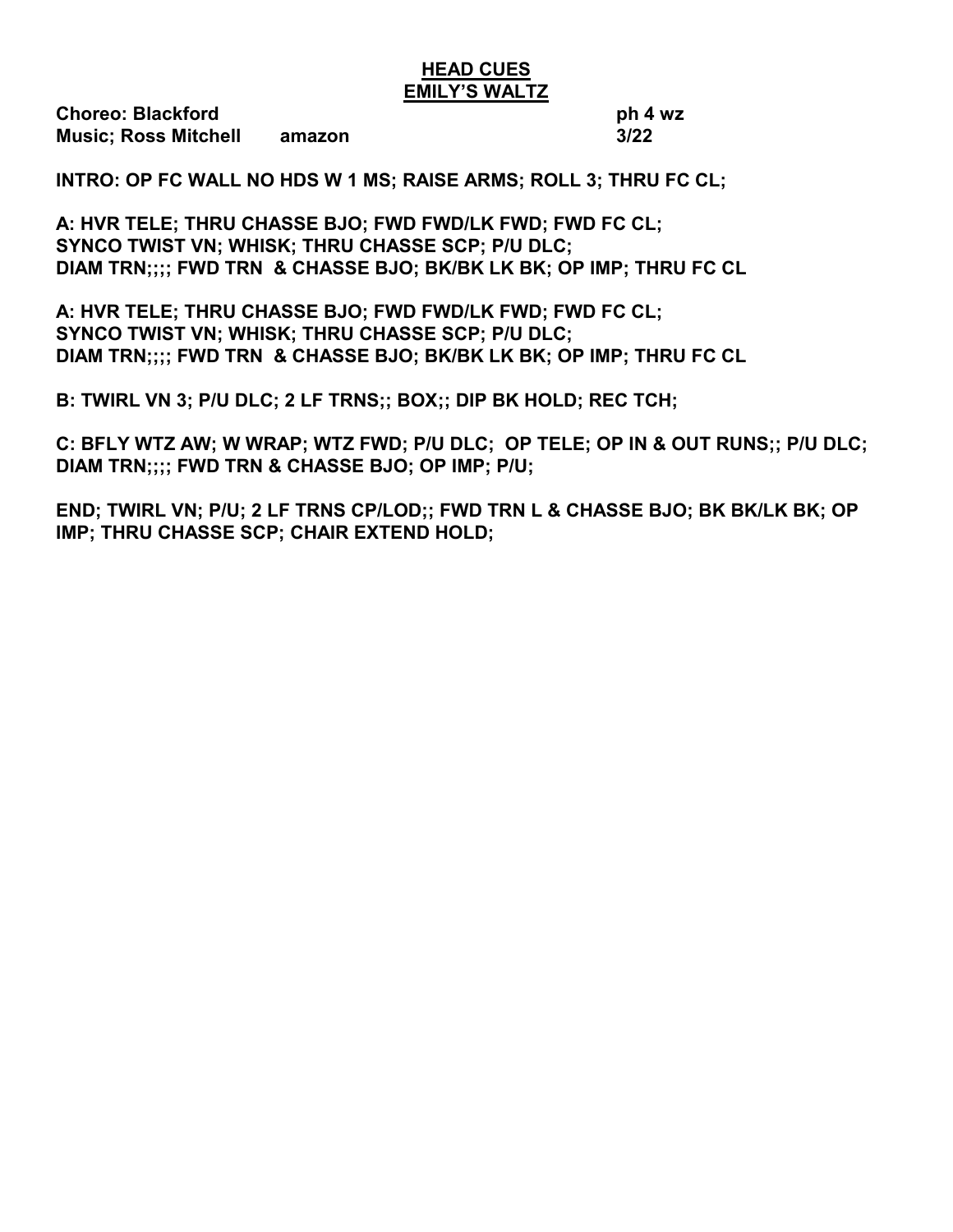**HEAD CUES**
**EMILY'S WALTZ**

**Choreo: Blackford** **ph 4 wz**
**Music; Ross Mitchell amazon** **3/22**

**INTRO: OP FC WALL NO HDS W 1 MS; RAISE ARMS; ROLL 3; THRU FC CL;**

**A: HVR TELE; THRU CHASSE BJO; FWD FWD/LK FWD; FWD FC CL;**
**SYNCO TWIST VN; WHISK; THRU CHASSE SCP; P/U DLC;**
**DIAM TRN;;;; FWD TRN & CHASSE BJO; BK/BK LK BK; OP IMP; THRU FC CL**

**A: HVR TELE; THRU CHASSE BJO; FWD FWD/LK FWD; FWD FC CL;**
**SYNCO TWIST VN; WHISK; THRU CHASSE SCP; P/U DLC;**
**DIAM TRN;;;; FWD TRN & CHASSE BJO; BK/BK LK BK; OP IMP; THRU FC CL**

**B: TWIRL VN 3; P/U DLC; 2 LF TRNS;; BOX;; DIP BK HOLD; REC TCH;**

**C: BFLY WTZ AW; W WRAP; WTZ FWD; P/U DLC; OP TELE; OP IN & OUT RUNS;; P/U DLC;**
**DIAM TRN;;;; FWD TRN & CHASSE BJO; OP IMP; P/U;**

**END; TWIRL VN; P/U; 2 LF TRNS CP/LOD;; FWD TRN L & CHASSE BJO; BK BK/LK BK; OP IMP; THRU CHASSE SCP; CHAIR EXTEND HOLD;**